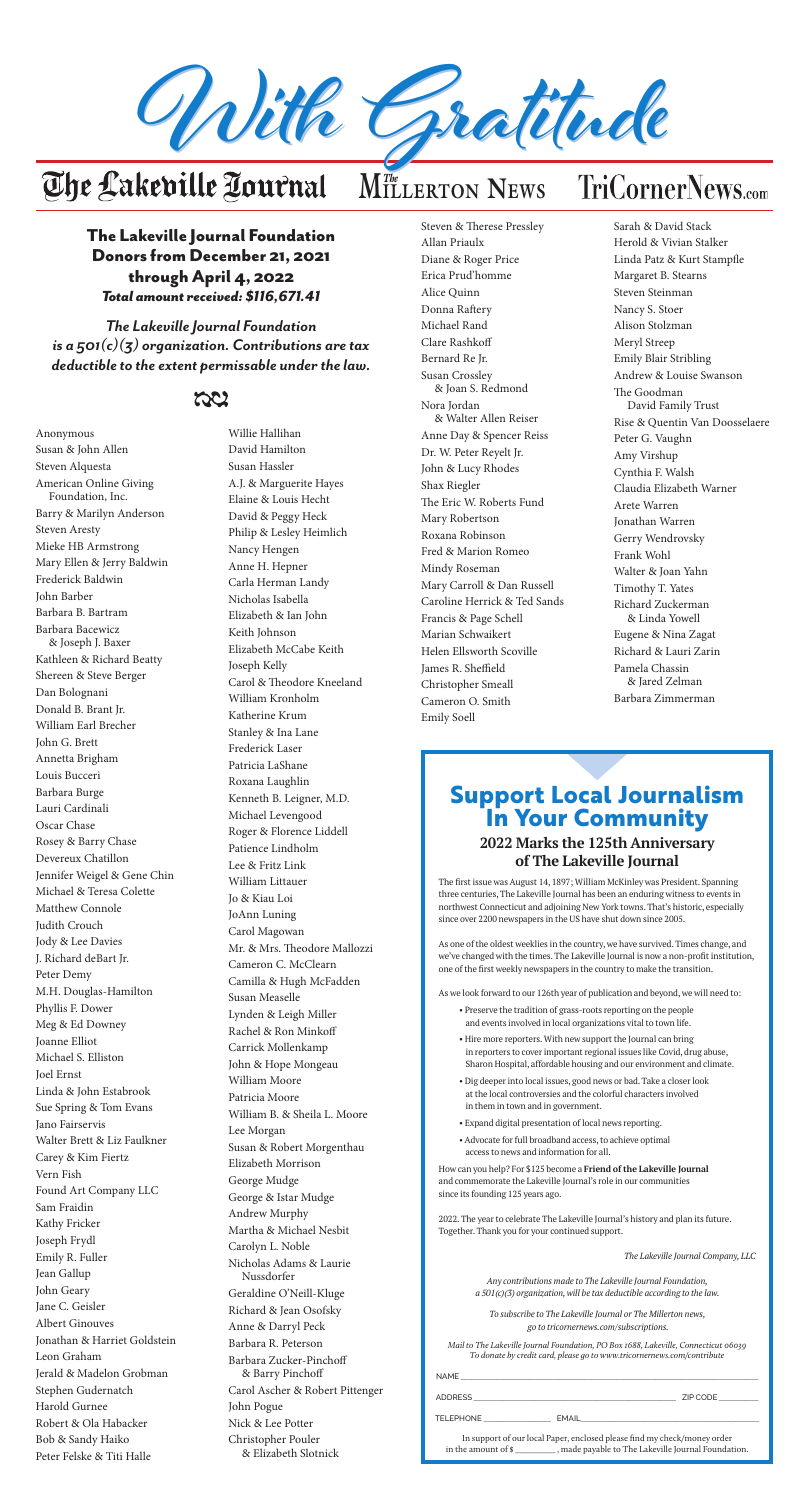# With Gratitude

The Lakeville Journal | The Millerton News | TriCornerNews.com

## The Lakeville Journal Foundation Donors from December 21, 2021 through April 4, 2022

***Total amount received: $116,671.41***

*The Lakeville Journal Foundation is a 501(c)(3) organization. Contributions are tax deductible to the extent permissable under the law.*

Anonymous
Susan & John Allen
Steven Alquesta
American Online Giving Foundation, Inc.
Barry & Marilyn Anderson
Steven Aresty
Mieke HB Armstrong
Mary Ellen & Jerry Baldwin
Frederick Baldwin
John Barber
Barbara B. Bartram
Barbara Bacewicz & Joseph J. Baxer
Kathleen & Richard Beatty
Shereen & Steve Berger
Dan Bolognani
Donald B. Brant Jr.
William Earl Brecher
John G. Brett
Annetta Brigham
Louis Bucceri
Barbara Burge
Lauri Cardinali
Oscar Chase
Rosey & Barry Chase
Devereux Chatillon
Jennifer Weigel & Gene Chin
Michael & Teresa Colette
Matthew Connole
Judith Crouch
Jody & Lee Davies
J. Richard deBart Jr.
Peter Demy
M.H. Douglas-Hamilton
Phyllis F. Dower
Meg & Ed Downey
Joanne Elliot
Michael S. Elliston
Joel Ernst
Linda & John Estabrook
Sue Spring & Tom Evans
Jano Fairservis
Walter Brett & Liz Faulkner
Carey & Kim Fiertz
Vern Fish
Found Art Company LLC
Sam Fraidin
Kathy Fricker
Joseph Frydl
Emily R. Fuller
Jean Gallup
John Geary
Jane C. Geisler
Albert Ginouves
Jonathan & Harriet Goldstein
Leon Graham
Jerald & Madelon Grobman
Stephen Gudernatch
Harold Gurnee
Robert & Ola Habacker
Bob & Sandy Haiko
Peter Felske & Titi Halle
Willie Hallihan
David Hamilton
Susan Hassler
A.J. & Marguerite Hayes
Elaine & Louis Hecht
David & Peggy Heck
Philip & Lesley Heimlich
Nancy Hengen
Anne H. Hepner
Carla Herman Landy
Nicholas Isabella
Elizabeth & Ian John
Keith Johnson
Elizabeth McCabe Keith
Joseph Kelly
Carol & Theodore Kneeland
William Kronholm
Katherine Krum
Stanley & Ina Lane
Frederick Laser
Patricia LaShane
Roxana Laughlin
Kenneth B. Leigner, M.D.
Michael Levengood
Roger & Florence Liddell
Patience Lindholm
Lee & Fritz Link
William Littauer
Jo & Kiau Loi
JoAnn Luning
Carol Magowan
Mr. & Mrs. Theodore Mallozzi
Cameron C. McClearn
Camilla & Hugh McFadden
Susan Measelle
Lynden & Leigh Miller
Rachel & Ron Minkoff
Carrick Mollenkamp
John & Hope Mongeau
William Moore
Patricia Moore
William B. & Sheila L. Moore
Lee Morgan
Susan & Robert Morgenthau
Elizabeth Morrison
George Mudge
George & Istar Mudge
Andrew Murphy
Martha & Michael Nesbit
Carolyn L. Noble
Nicholas Adams & Laurie Nussdorfer
Geraldine O'Neill-Kluge
Richard & Jean Osofsky
Anne & Darryl Peck
Barbara R. Peterson
Barbara Zucker-Pinchoff & Barry Pinchoff
Carol Ascher & Robert Pittenger
John Pogue
Nick & Lee Potter
Christopher Pouler & Elizabeth Slotnick
Steven & Therese Pressley
Allan Priaulx
Diane & Roger Price
Erica Prud'homme
Alice Quinn
Donna Raftery
Michael Rand
Clare Rashkoff
Bernard Re Jr.
Susan Crossley & Joan S. Redmond
Nora Jordan & Walter Allen Reiser
Anne Day & Spencer Reiss
Dr. W. Peter Reyelt Jr.
John & Lucy Rhodes
Shax Riegler
The Eric W. Roberts Fund
Mary Robertson
Roxana Robinson
Fred & Marion Romeo
Mindy Roseman
Mary Carroll & Dan Russell
Caroline Herrick & Ted Sands
Francis & Page Schell
Marian Schwaikert
Helen Ellsworth Scoville
James R. Sheffield
Christopher Smeall
Cameron O. Smith
Emily Soell
Sarah & David Stack
Herold & Vivian Stalker
Linda Patz & Kurt Stampfle
Margaret B. Stearns
Steven Steinman
Nancy S. Stoer
Alison Stolzman
Meryl Streep
Emily Blair Stribling
Andrew & Louise Swanson
The Goodman David Family Trust
Rise & Quentin Van Doosselaere
Peter G. Vaughn
Amy Virshup
Cynthia F. Walsh
Claudia Elizabeth Warner
Arete Warren
Jonathan Warren
Gerry Wendrovsky
Frank Wohl
Walter & Joan Yahn
Timothy T. Yates
Richard Zuckerman & Linda Yowell
Eugene & Nina Zagat
Richard & Lauri Zarin
Pamela Chassin & Jared Zelman
Barbara Zimmerman

## Support Local Journalism In Your Community

### 2022 Marks the 125th Anniversary of The Lakeville Journal

The first issue was August 14, 1897; William McKinley was President. Spanning three centuries, The Lakeville Journal has been an enduring witness to events in northwest Connecticut and adjoining New York towns. That's historic, especially since over 2200 newspapers in the US have shut down since 2005.

As one of the oldest weeklies in the country, we have survived. Times change, and we've changed with the times. The Lakeville Journal is now a non-profit institution, one of the first weekly newspapers in the country to make the transition.

As we look forward to our 126th year of publication and beyond, we will need to:

- Preserve the tradition of grass-roots reporting on the people and events involved in local organizations vital to town life.
- Hire more reporters. With new support the Journal can bring in reporters to cover important regional issues like Covid, drug abuse, Sharon Hospital, affordable housing and our environment and climate.
- Dig deeper into local issues, good news or bad. Take a closer look at the local controversies and the colorful characters involved in them in town and in government.
- Expand digital presentation of local news reporting.
- Advocate for full broadband access, to achieve optimal access to news and information for all.

How can you help? For $125 become a **Friend of the Lakeville Journal** and commemorate the Lakeville Journal's role in our communities since its founding 125 years ago.

2022. The year to celebrate The Lakeville Journal's history and plan its future. Together. Thank you for your continued support.

*The Lakeville Journal Company, LLC*

*Any contributions made to The Lakeville Journal Foundation, a 501(c)(3) organization, will be tax deductible according to the law.*

*To subscribe to The Lakeville Journal or The Millerton news, go to tricornernews.com/subscriptions.*

*Mail to The Lakeville Journal Foundation, PO Box 1688, Lakeville, Connecticut 06039*
*To donate by credit card, please go to www.tricornernews.com/contribute*

NAME ______________________________

ADDRESS ______________________________ ZIP CODE __________

TELEPHONE ______________ EMAIL ______________________________

In support of our local Paper, enclosed please find my check/money order in the amount of $ __________ , made payable to The Lakeville Journal Foundation.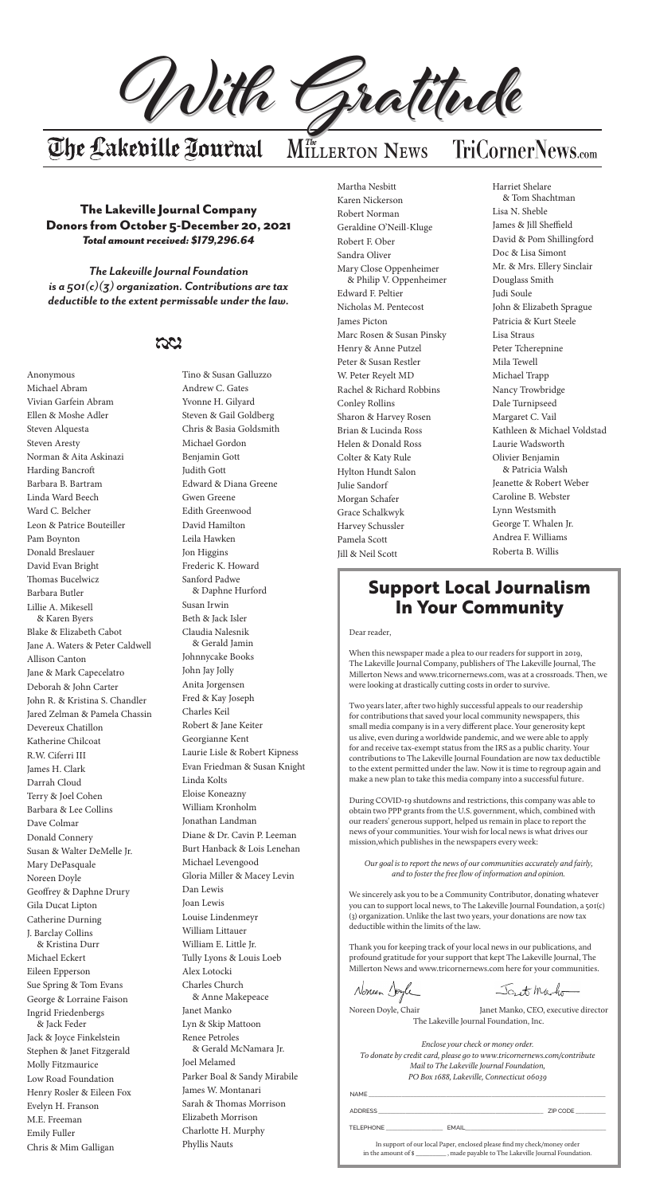# With Gratitude

The Lakeville Journal | The Millerton News | TriCornerNews.com

## The Lakeville Journal Company Donors from October 5-December 20, 2021

***Total amount received: $179,296.64***

***The Lakeville Journal Foundation is a 501(c)(3) organization. Contributions are tax deductible to the extent permissable under the law.***

Anonymous
Michael Abram
Vivian Garfein Abram
Ellen & Moshe Adler
Steven Alquesta
Steven Aresty
Norman & Aita Askinazi
Harding Bancroft
Barbara B. Bartram
Linda Ward Beech
Ward C. Belcher
Leon & Patrice Bouteiller
Pam Boynton
Donald Breslauer
David Evan Bright
Thomas Bucelwicz
Barbara Butler
Lillie A. Mikesell & Karen Byers
Blake & Elizabeth Cabot
Jane A. Waters & Peter Caldwell
Allison Canton
Jane & Mark Capecelatro
Deborah & John Carter
John R. & Kristina S. Chandler
Jared Zelman & Pamela Chassin
Devereux Chatillon
Katherine Chilcoat
R.W. Ciferri III
James H. Clark
Darrah Cloud
Terry & Joel Cohen
Barbara & Lee Collins
Dave Colmar
Donald Connery
Susan & Walter DeMelle Jr.
Mary DePasquale
Noreen Doyle
Geoffrey & Daphne Drury
Gila Ducat Lipton
Catherine Durning
J. Barclay Collins & Kristina Durr
Michael Eckert
Eileen Epperson
Sue Spring & Tom Evans
George & Lorraine Faison
Ingrid Friedenbergs & Jack Feder
Jack & Joyce Finkelstein
Stephen & Janet Fitzgerald
Molly Fitzmaurice
Low Road Foundation
Henry Rosler & Eileen Fox
Evelyn H. Franson
M.E. Freeman
Emily Fuller
Chris & Mim Galligan
Tino & Susan Galluzzo
Andrew C. Gates
Yvonne H. Gilyard
Steven & Gail Goldberg
Chris & Basia Goldsmith
Michael Gordon
Benjamin Gott
Judith Gott
Edward & Diana Greene
Gwen Greene
Edith Greenwood
David Hamilton
Leila Hawken
Jon Higgins
Frederic K. Howard
Sanford Padwe & Daphne Hurford
Susan Irwin
Beth & Jack Isler
Claudia Nalesnik & Gerald Jamin
Johnnycake Books
John Jay Jolly
Anita Jorgensen
Fred & Kay Joseph
Charles Keil
Robert & Jane Keiter
Georgianne Kent
Laurie Lisle & Robert Kipness
Evan Friedman & Susan Knight
Linda Kolts
Eloise Koneazny
William Kronholm
Jonathan Landman
Diane & Dr. Cavin P. Leeman
Burt Hanback & Lois Lenehan
Michael Levengood
Gloria Miller & Macey Levin
Dan Lewis
Joan Lewis
Louise Lindenmeyr
William Littauer
William E. Little Jr.
Tully Lyons & Louis Loeb
Alex Lotocki
Charles Church & Anne Makepeace
Janet Manko
Lyn & Skip Mattoon
Renee Petroles & Gerald McNamara Jr.
Joel Melamed
Parker Boal & Sandy Mirabile
James W. Montanari
Sarah & Thomas Morrison
Elizabeth Morrison
Charlotte H. Murphy
Phyllis Nauts
Martha Nesbitt
Karen Nickerson
Robert Norman
Geraldine O'Neill-Kluge
Robert F. Ober
Sandra Oliver
Mary Close Oppenheimer & Philip V. Oppenheimer
Edward F. Peltier
Nicholas M. Pentecost
James Picton
Marc Rosen & Susan Pinsky
Henry & Anne Putzel
Peter & Susan Restler
W. Peter Reyelt MD
Rachel & Richard Robbins
Conley Rollins
Sharon & Harvey Rosen
Brian & Lucinda Ross
Helen & Donald Ross
Colter & Katy Rule
Hylton Hundt Salon
Julie Sandorf
Morgan Schafer
Grace Schalkwyk
Harvey Schussler
Pamela Scott
Jill & Neil Scott
Harriet Shelare & Tom Shachtman
Lisa N. Sheble
James & Jill Sheffield
David & Pom Shillingford
Doc & Lisa Simont
Mr. & Mrs. Ellery Sinclair
Douglass Smith
Judi Soule
John & Elizabeth Sprague
Patricia & Kurt Steele
Lisa Straus
Peter Tcherepnine
Mila Tewell
Michael Trapp
Nancy Trowbridge
Dale Turnipseed
Margaret C. Vail
Kathleen & Michael Voldstad
Laurie Wadsworth
Olivier Benjamin & Patricia Walsh
Jeanette & Robert Weber
Caroline B. Webster
Lynn Westsmith
George T. Whalen Jr.
Andrea F. Williams
Roberta B. Willis

## Support Local Journalism In Your Community

Dear reader,

When this newspaper made a plea to our readers for support in 2019, The Lakeville Journal Company, publishers of The Lakeville Journal, The Millerton News and www.tricornernews.com, was at a crossroads. Then, we were looking at drastically cutting costs in order to survive.

Two years later, after two highly successful appeals to our readership for contributions that saved your local community newspapers, this small media company is in a very different place. Your generosity kept us alive, even during a worldwide pandemic, and we were able to apply for and receive tax-exempt status from the IRS as a public charity. Your contributions to The Lakeville Journal Foundation are now tax deductible to the extent permitted under the law. Now it is time to regroup again and make a new plan to take this media company into a successful future.

During COVID-19 shutdowns and restrictions, this company was able to obtain two PPP grants from the U.S. government, which, combined with our readers' generous support, helped us remain in place to report the news of your communities. Your wish for local news is what drives our mission,which publishes in the newspapers every week:

*Our goal is to report the news of our communities accurately and fairly, and to foster the free flow of information and opinion.*

We sincerely ask you to be a Community Contributor, donating whatever you can to support local news, to The Lakeville Journal Foundation, a 501(c)(3) organization. Unlike the last two years, your donations are now tax deductible within the limits of the law.

Thank you for keeping track of your local news in our publications, and profound gratitude for your support that kept The Lakeville Journal, The Millerton News and www.tricornernews.com here for your communities.

Noreen Doyle, Chair | Janet Manko, CEO, executive director
The Lakeville Journal Foundation, Inc.

*Enclose your check or money order.*
*To donate by credit card, please go to www.tricornernews.com/contribute*
*Mail to The Lakeville Journal Foundation,*
*PO Box 1688, Lakeville, Connecticut 06039*

NAME ______________________________

ADDRESS ______________________________ ZIP CODE __________

TELEPHONE ______________ EMAIL______________________________

In support of our local Paper, enclosed please find my check/money order in the amount of $ __________, made payable to The Lakeville Journal Foundation.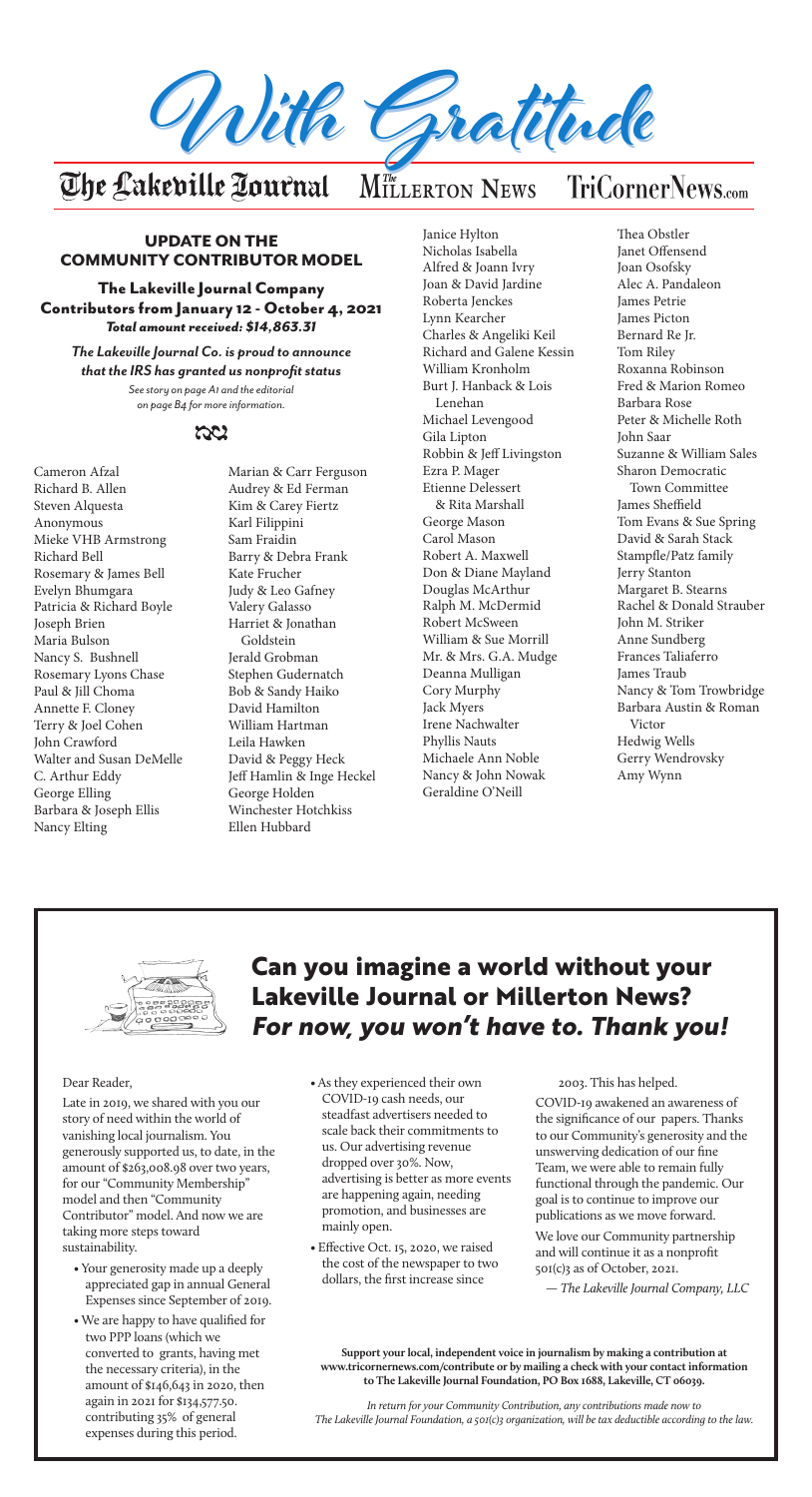# With Gratitude

The Lakeville Journal · The Millerton News · TriCornerNews.com

## UPDATE ON THE COMMUNITY CONTRIBUTOR MODEL

### The Lakeville Journal Company Contributors from January 12 - October 4, 2021

***Total amount received: $14,863.31***

***The Lakeville Journal Co. is proud to announce that the IRS has granted us nonprofit status***

*See story on page A1 and the editorial on page B4 for more information.*

Cameron Afzal
Richard B. Allen
Steven Alquesta
Anonymous
Mieke VHB Armstrong
Richard Bell
Rosemary & James Bell
Evelyn Bhumgara
Patricia & Richard Boyle
Joseph Brien
Maria Bulson
Nancy S. Bushnell
Rosemary Lyons Chase
Paul & Jill Choma
Annette F. Cloney
Terry & Joel Cohen
John Crawford
Walter and Susan DeMelle
C. Arthur Eddy
George Elling
Barbara & Joseph Ellis
Nancy Elting
Marian & Carr Ferguson
Audrey & Ed Ferman
Kim & Carey Fiertz
Karl Filippini
Sam Fraidin
Barry & Debra Frank
Kate Frucher
Judy & Leo Gafney
Valery Galasso
Harriet & Jonathan Goldstein
Jerald Grobman
Stephen Gudernatch
Bob & Sandy Haiko
David Hamilton
William Hartman
Leila Hawken
David & Peggy Heck
Jeff Hamlin & Inge Heckel
George Holden
Winchester Hotchkiss
Ellen Hubbard
Janice Hylton
Nicholas Isabella
Alfred & Joann Ivry
Joan & David Jardine
Roberta Jenckes
Lynn Kearcher
Charles & Angeliki Keil
Richard and Galene Kessin
William Kronholm
Burt J. Hanback & Lois Lenehan
Michael Levengood
Gila Lipton
Robbin & Jeff Livingston
Ezra P. Mager
Etienne Delessert & Rita Marshall
George Mason
Carol Mason
Robert A. Maxwell
Don & Diane Mayland
Douglas McArthur
Ralph M. McDermid
Robert McSween
William & Sue Morrill
Mr. & Mrs. G.A. Mudge
Deanna Mulligan
Cory Murphy
Jack Myers
Irene Nachwalter
Phyllis Nauts
Michaele Ann Noble
Nancy & John Nowak
Geraldine O'Neill
Thea Obstler
Janet Offensend
Joan Osofsky
Alec A. Pandaleon
James Petrie
James Picton
Bernard Re Jr.
Tom Riley
Roxanna Robinson
Fred & Marion Romeo
Barbara Rose
Peter & Michelle Roth
John Saar
Suzanne & William Sales
Sharon Democratic Town Committee
James Sheffield
Tom Evans & Sue Spring
David & Sarah Stack
Stampfle/Patz family
Jerry Stanton
Margaret B. Stearns
Rachel & Donald Strauber
John M. Striker
Anne Sundberg
Frances Taliaferro
James Traub
Nancy & Tom Trowbridge
Barbara Austin & Roman Victor
Hedwig Wells
Gerry Wendrovsky
Amy Wynn

## Can you imagine a world without your Lakeville Journal or Millerton News? *For now, you won't have to. Thank you!*

Dear Reader,

Late in 2019, we shared with you our story of need within the world of vanishing local journalism. You generously supported us, to date, in the amount of $263,008.98 over two years, for our "Community Membership" model and then "Community Contributor" model. And now we are taking more steps toward sustainability.

- Your generosity made up a deeply appreciated gap in annual General Expenses since September of 2019.
- We are happy to have qualified for two PPP loans (which we converted to grants, having met the necessary criteria), in the amount of $146,643 in 2020, then again in 2021 for $134,577.50. contributing 35% of general expenses during this period.
- As they experienced their own COVID-19 cash needs, our steadfast advertisers needed to scale back their commitments to us. Our advertising revenue dropped over 30%. Now, advertising is better as more events are happening again, needing promotion, and businesses are mainly open.
- Effective Oct. 15, 2020, we raised the cost of the newspaper to two dollars, the first increase since 2003. This has helped.

COVID-19 awakened an awareness of the significance of our papers. Thanks to our Community's generosity and the unswerving dedication of our fine Team, we were able to remain fully functional through the pandemic. Our goal is to continue to improve our publications as we move forward.

We love our Community partnership and will continue it as a nonprofit 501(c)3 as of October, 2021.

*— The Lakeville Journal Company, LLC*

**Support your local, independent voice in journalism by making a contribution at www.tricornernews.com/contribute or by mailing a check with your contact information to The Lakeville Journal Foundation, PO Box 1688, Lakeville, CT 06039.**

*In return for your Community Contribution, any contributions made now to The Lakeville Journal Foundation, a 501(c)3 organization, will be tax deductible according to the law.*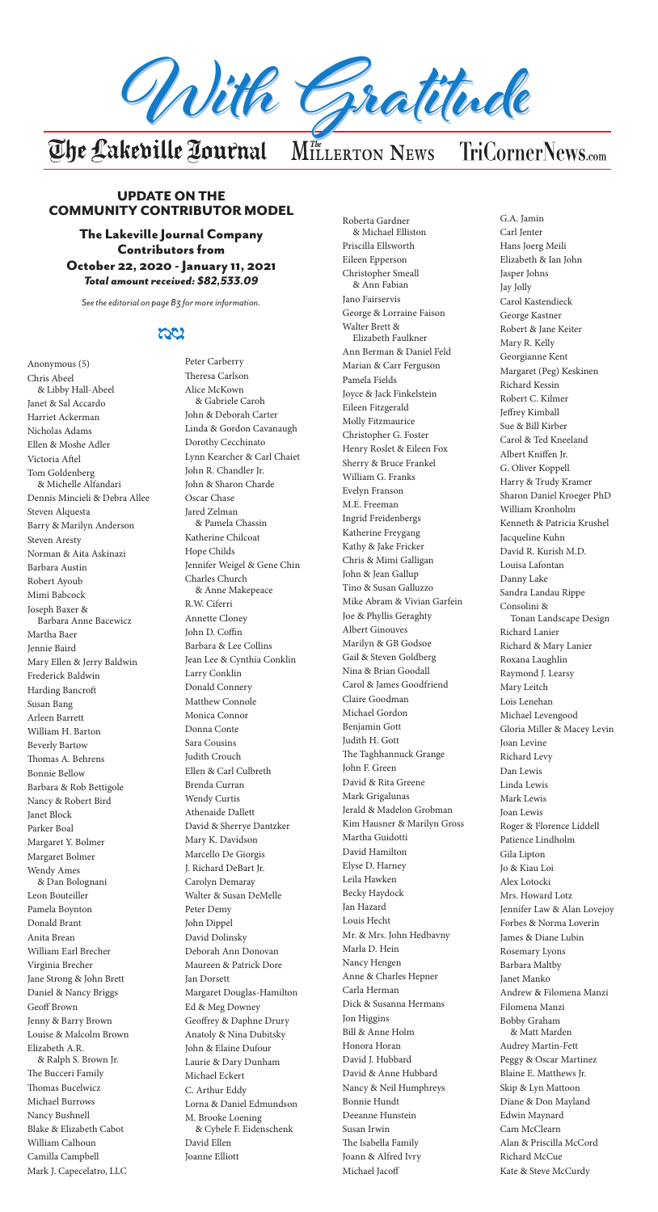# With Gratitude

The Lakeville Journal | The Millerton News | TriCornerNews.com

## UPDATE ON THE COMMUNITY CONTRIBUTOR MODEL

### The Lakeville Journal Company Contributors from October 22, 2020 - January 11, 2021

***Total amount received: $82,533.09***

*See the editorial on page B3 for more information.*

Anonymous (5)
Chris Abeel & Libby Hall-Abeel
Janet & Sal Accardo
Harriet Ackerman
Nicholas Adams
Ellen & Moshe Adler
Victoria Aftel
Tom Goldenberg & Michelle Alfandari
Dennis Mincieli & Debra Allee
Steven Alqueta
Barry & Marilyn Anderson
Steven Aresty
Norman & Aita Askinazi
Barbara Austin
Robert Ayoub
Mimi Babcock
Joseph Baxer & Barbara Anne Bacewicz
Martha Baer
Jennie Baird
Mary Ellen & Jerry Baldwin
Frederick Baldwin
Harding Bancroft
Susan Bang
Arleen Barrett
William H. Barton
Beverly Bartow
Thomas A. Behrens
Bonnie Bellow
Barbara & Rob Bettigole
Nancy & Robert Bird
Janet Block
Parker Boal
Margaret Y. Bolmer
Margaret Bolmer
Wendy Ames & Dan Bolognani
Leon Bouteiller
Pamela Boynton
Donald Brant
Anita Brean
William Earl Brecher
Virginia Brecher
Jane Strong & John Brett
Daniel & Nancy Briggs
Geoff Brown
Jenny & Barry Brown
Louise & Malcolm Brown
Elizabeth A.R. & Ralph S. Brown Jr.
The Bucceri Family
Thomas Bucelwicz
Michael Burrows
Nancy Bushnell
Blake & Elizabeth Cabot
William Calhoun
Camilla Campbell
Mark J. Capecelatro, LLC
Peter Carberry
Theresa Carlson
Alice McKown & Gabriele Caroh
John & Deborah Carter
Linda & Gordon Cavanaugh
Dorothy Cecchinato
Lynn Kearcher & Carl Chaiet
John R. Chandler Jr.
John & Sharon Charde
Oscar Chase
Jared Zelman & Pamela Chassin
Katherine Chilcoat
Hope Childs
Jennifer Weigel & Gene Chin
Charles Church & Anne Makepeace
R.W. Ciferri
Annette Cloney
John D. Coffin
Barbara & Lee Collins
Jean Lee & Cynthia Conklin
Larry Conklin
Donald Connery
Matthew Connole
Monica Connor
Donna Conte
Sara Cousins
Judith Crouch
Ellen & Carl Culbreth
Brenda Curran
Wendy Curtis
Athenaide Dallett
David & Sherrye Dantzker
Mary K. Davidson
Marcello De Giorgis
J. Richard DeBart Jr.
Carolyn Demaray
Walter & Susan DeMelle
Peter Demy
John Dippel
David Dolinsky
Deborah Ann Donovan
Maureen & Patrick Dore
Jan Dorsett
Margaret Douglas-Hamilton
Ed & Meg Downey
Geoffrey & Daphne Drury
Anatoly & Nina Dubitsky
John & Elaine Dufour
Laurie & Dary Dunham
Michael Eckert
C. Arthur Eddy
Lorna & Daniel Edmundson
M. Brooke Loening & Cybele F. Eidenschenk
David Ellen
Joanne Elliott
Roberta Gardner & Michael Elliston
Priscilla Ellsworth
Eileen Epperson
Christopher Smeall & Ann Fabian
Jano Fairservis
George & Lorraine Faison
Walter Brett & Elizabeth Faulkner
Ann Berman & Daniel Feld
Marian & Carr Ferguson
Pamela Fields
Joyce & Jack Finkelstein
Eileen Fitzgerald
Molly Fitzmaurice
Christopher G. Foster
Henry Roslet & Eileen Fox
Sherry & Bruce Frankel
William G. Franks
Evelyn Franson
M.E. Freeman
Ingrid Freidenbergs
Katherine Freygang
Kathy & Jake Fricker
Chris & Mimi Galligan
John & Jean Gallup
Tino & Susan Galluzzo
Mike Abram & Vivian Garfein
Joe & Phyllis Geraghty
Albert Ginouves
Marilyn & GB Godsoe
Gail & Steven Goldberg
Nina & Brian Goodall
Carol & James Goodfriend
Claire Goodman
Michael Gordon
Benjamin Gott
Judith H. Gott
The Taghhannuck Grange
John F. Green
David & Rita Greene
Mark Grigalunas
Jerald & Madelon Grobman
Kim Hausner & Marilyn Gross
Martha Guidotti
David Hamilton
Elyse D. Harney
Leila Hawken
Becky Haydock
Jan Hazard
Louis Hecht
Mr. & Mrs. John Hedbavny
Marla D. Hein
Nancy Hengen
Anne & Charles Hepner
Carla Herman
Dick & Susanna Hermans
Jon Higgins
Bill & Anne Holm
Honora Horan
David J. Hubbard
David & Anne Hubbard
Nancy & Neil Humphreys
Bonnie Hundt
Deeanne Hunstein
Susan Irwin
The Isabella Family
Joann & Alfred Ivry
Michael Jacoff
G.A. Jamin
Carl Jenter
Hans Joerg Meili
Elizabeth & Ian John
Jasper Johns
Jay Jolly
Carol Kastendieck
George Kastner
Robert & Jane Keiter
Mary R. Kelly
Georgianne Kent
Margaret (Peg) Keskinen
Richard Kessin
Robert C. Kilmer
Jeffrey Kimball
Sue & Bill Kirber
Carol & Ted Kneeland
Albert Kniffen Jr.
G. Oliver Koppell
Harry & Trudy Kramer
Sharon Daniel Kroeger PhD
William Kronholm
Kenneth & Patricia Krushel
Jacqueline Kuhn
David R. Kurish M.D.
Louisa Lafontan
Danny Lake
Sandra Landau Rippe
Consolini & Tonan Landscape Design
Richard Lanier
Richard & Mary Lanier
Roxana Laughlin
Raymond J. Learsy
Mary Leitch
Lois Lenehan
Michael Levengood
Gloria Miller & Macey Levin
Joan Levine
Richard Levy
Dan Lewis
Linda Lewis
Mark Lewis
Joan Lewis
Roger & Florence Liddell
Patience Lindholm
Gila Lipton
Jo & Kiau Loi
Alex Lotocki
Mrs. Howard Lotz
Jennifer Law & Alan Lovejoy
Forbes & Norma Loverin
James & Diane Lubin
Rosemary Lyons
Barbara Maltby
Janet Manko
Andrew & Filomena Manzi
Filomena Manzi
Bobby Graham & Matt Marden
Audrey Martin-Fett
Peggy & Oscar Martinez
Blaine E. Matthews Jr.
Skip & Lyn Mattoon
Diane & Don Mayland
Edwin Maynard
Cam McClearn
Alan & Priscilla McCord
Richard McCue
Kate & Steve McCurdy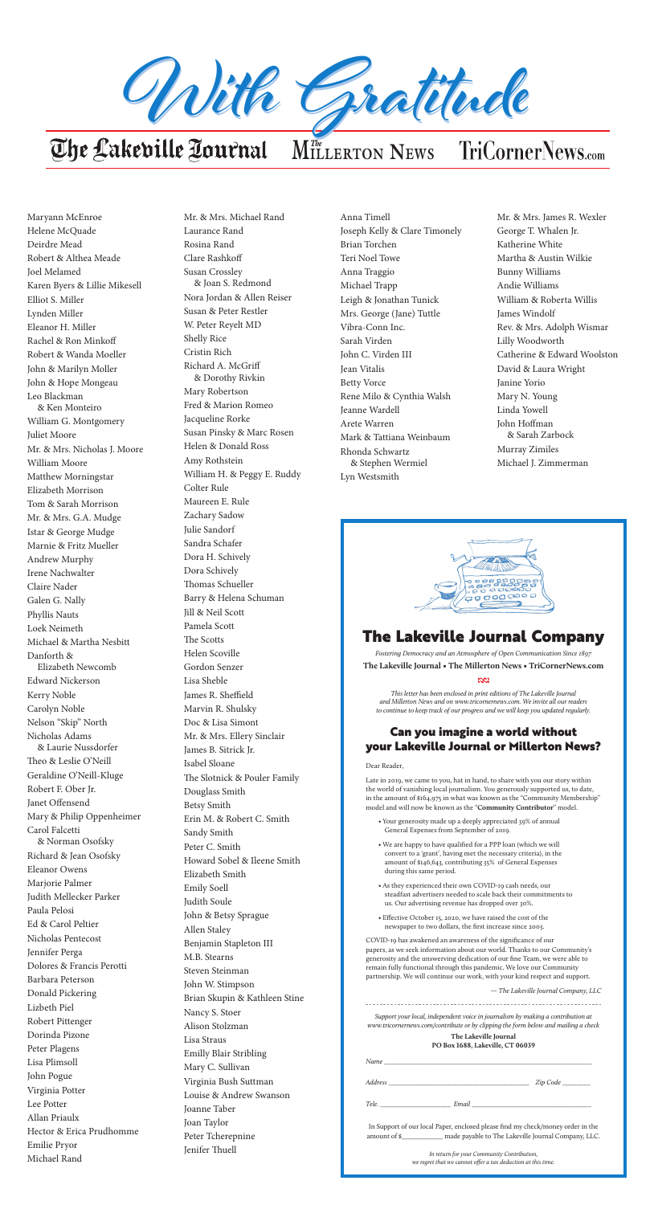# With Gratitude

The Lakeville Journal   The Millerton News   TriCornerNews.com

Maryann McEnroe
Helene McQuade
Deirdre Mead
Robert & Althea Meade
Joel Melamed
Karen Byers & Lillie Mikesell
Elliot S. Miller
Lynden Miller
Eleanor H. Miller
Rachel & Ron Minkoff
Robert & Wanda Moeller
John & Marilyn Moller
John & Hope Mongeau
Leo Blackman & Ken Monteiro
William G. Montgomery
Juliet Moore
Mr. & Mrs. Nicholas J. Moore
William Moore
Matthew Morningstar
Elizabeth Morrison
Tom & Sarah Morrison
Mr. & Mrs. G.A. Mudge
Istar & George Mudge
Marnie & Fritz Mueller
Andrew Murphy
Irene Nachwalter
Claire Nader
Galen G. Nally
Phyllis Nauts
Loek Neimeth
Michael & Martha Nesbitt
Danforth & Elizabeth Newcomb
Edward Nickerson
Kerry Noble
Carolyn Noble
Nelson "Skip" North
Nicholas Adams & Laurie Nussdorfer
Theo & Leslie O'Neill
Geraldine O'Neill-Kluge
Robert F. Ober Jr.
Janet Offensend
Mary & Philip Oppenheimer
Carol Falcetti & Norman Osofsky
Richard & Jean Osofsky
Eleanor Owens
Marjorie Palmer
Judith Mellecker Parker
Paula Pelosi
Ed & Carol Peltier
Nicholas Pentecost
Jennifer Perga
Dolores & Francis Perotti
Barbara Peterson
Donald Pickering
Lizbeth Piel
Robert Pittenger
Dorinda Pizone
Peter Plagens
Lisa Plimsoll
John Pogue
Virginia Potter
Lee Potter
Allan Priaulx
Hector & Erica Prudhomme
Emilie Pryor
Michael Rand

Mr. & Mrs. Michael Rand
Laurance Rand
Rosina Rand
Clare Rashkoff
Susan Crossley & Joan S. Redmond
Nora Jordan & Allen Reiser
Susan & Peter Restler
W. Peter Reyelt MD
Shelly Rice
Cristin Rich
Richard A. McGriff & Dorothy Rivkin
Mary Robertson
Fred & Marion Romeo
Jacqueline Rorke
Susan Pinsky & Marc Rosen
Helen & Donald Ross
Amy Rothstein
William H. & Peggy E. Ruddy
Colter Rule
Maureen E. Rule
Zachary Sadow
Julie Sandorf
Sandra Schafer
Dora H. Schively
Dora Schively
Thomas Schueller
Barry & Helena Schuman
Jill & Neil Scott
Pamela Scott
The Scotts
Helen Scoville
Gordon Senzer
Lisa Sheble
James R. Sheffield
Marvin R. Shulsky
Doc & Lisa Simont
Mr. & Mrs. Ellery Sinclair
James B. Sitrick Jr.
Isabel Sloane
The Slotnick & Pouler Family
Douglass Smith
Betsy Smith
Erin M. & Robert C. Smith
Sandy Smith
Peter C. Smith
Howard Sobel & Ileene Smith
Elizabeth Smith
Emily Soell
Judith Soule
John & Betsy Sprague
Allen Staley
Benjamin Stapleton III
M.B. Stearns
Steven Steinman
John W. Stimpson
Brian Skupin & Kathleen Stine
Nancy S. Stoer
Alison Stolzman
Lisa Straus
Emilly Blair Stribling
Mary C. Sullivan
Virginia Bush Suttman
Louise & Andrew Swanson
Joanne Taber
Joan Taylor
Peter Tcherepnine
Jenifer Thuell

Anna Timell
Joseph Kelly & Clare Timonely
Brian Torchen
Teri Noel Towe
Anna Traggio
Michael Trapp
Leigh & Jonathan Tunick
Mrs. George (Jane) Tuttle
Vibra-Conn Inc.
Sarah Virden
John C. Virden III
Jean Vitalis
Betty Vorce
Rene Milo & Cynthia Walsh
Jeanne Wardell
Arete Warren
Mark & Tattiana Weinbaum
Rhonda Schwartz & Stephen Wermiel
Lyn Westsmith

Mr. & Mrs. James R. Wexler
George T. Whalen Jr.
Katherine White
Martha & Austin Wilkie
Bunny Williams
Andie Williams
William & Roberta Willis
James Windolf
Rev. & Mrs. Adolph Wismar
Lilly Woodworth
Catherine & Edward Woolston
David & Laura Wright
Janine Yorio
Mary N. Young
Linda Yowell
John Hoffman & Sarah Zarbock
Murray Zimiles
Michael J. Zimmerman

## The Lakeville Journal Company

*Fostering Democracy and an Atmosphere of Open Communication Since 1897*

**The Lakeville Journal • The Millerton News • TriCornerNews.com**

*This letter has been enclosed in print editions of The Lakeville Journal and Millerton News and on www.tricornernews.com. We invite all our readers to continue to keep track of our progress and we will keep you updated regularly.*

### Can you imagine a world without your Lakeville Journal or Millerton News?

Dear Reader,

Late in 2019, we came to you, hat in hand, to share with you our story within the world of vanishing local journalism. You generously supported us, to date, in the amount of $164,975 in what was known as the "Community Membership" model and will now be known as the "**Community Contributor**" model.

- Your generosity made up a deeply appreciated 39% of annual General Expenses from September of 2019.
- We are happy to have qualified for a PPP loan (which we will convert to a 'grant', having met the necessary criteria), in the amount of $146,643, contributing 35% of General Expenses during this same period.
- As they experienced their own COVID-19 cash needs, our steadfast advertisers needed to scale back their commitments to us. Our advertising revenue has dropped over 30%.
- Effective October 15, 2020, we have raised the cost of the newspaper to two dollars, the first increase since 2003.

COVID-19 has awakened an awareness of the significance of our papers, as we seek information about our world. Thanks to our Community's generosity and the unswerving dedication of our fine Team, we were able to remain fully functional through this pandemic. We love our Community partnership. We will continue our work, with your kind respect and support.

— *The Lakeville Journal Company, LLC*

*Support your local, independent voice in journalism by making a contribution at www.tricornernews.com/contribute or by clipping the form below and mailing a check*

**The Lakeville Journal**
**PO Box 1688, Lakeville, CT 06039**

*Name* ______________________________

*Address* ______________________________ *Zip Code* ________

*Tele.* ________________ *Email* ______________________________

In Support of our local Paper, enclosed please find my check/money order in the amount of $__________ made payable to The Lakeville Journal Company, LLC.

*In return for your Community Contribution, we regret that we cannot offer a tax deduction at this time.*